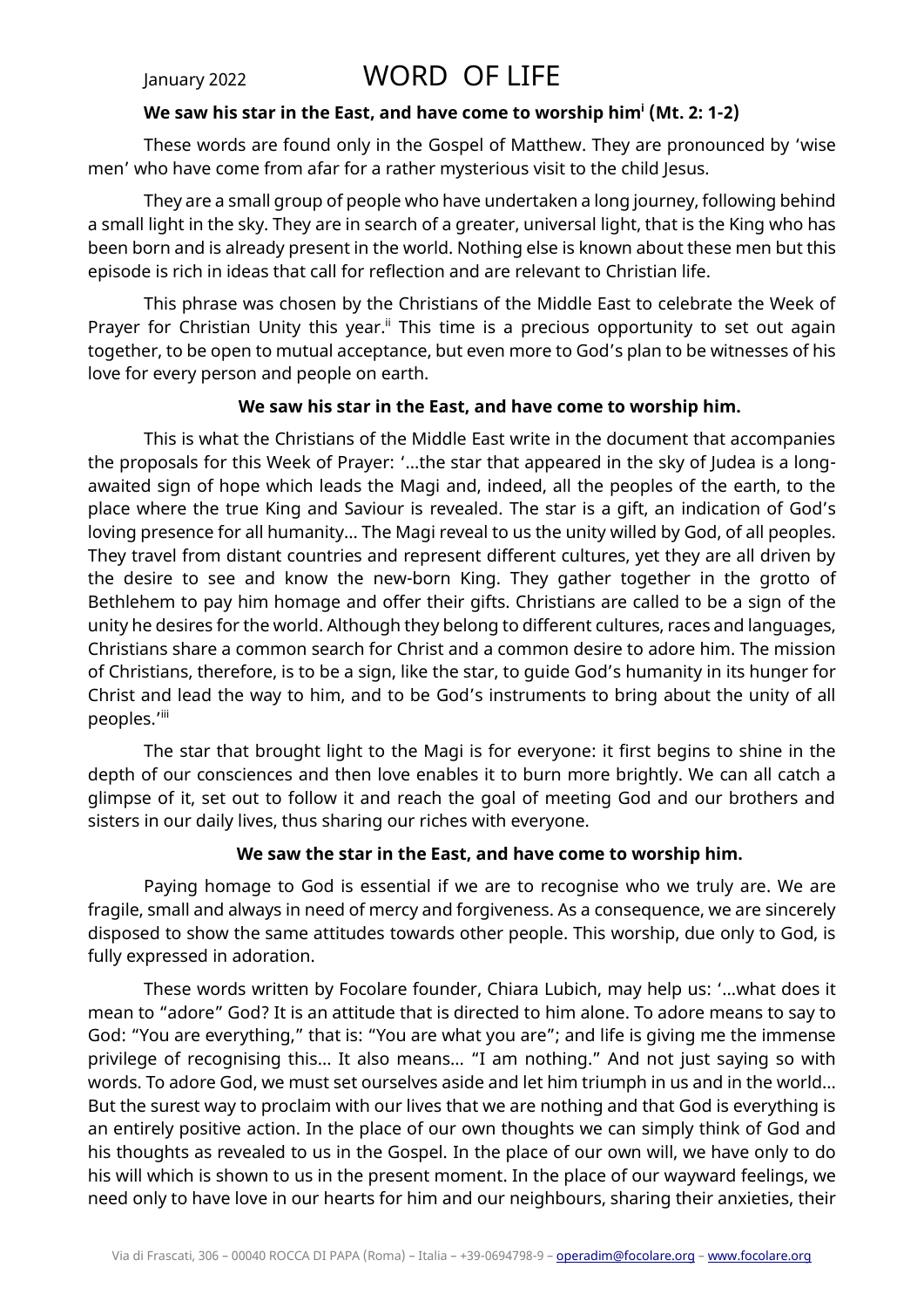January 2022

# WORD OF LIFE

**We saw his star in the East, and have come to worship him[i] (Mt. 2: 1-2)**

These words are found only in the Gospel of Matthew. They are pronounced by 'wise men' who have come from afar for a rather mysterious visit to the child Jesus.

They are a small group of people who have undertaken a long journey, following behind a small light in the sky. They are in search of a greater, universal light, that is the King who has been born and is already present in the world. Nothing else is known about these men but this episode is rich in ideas that call for reflection and are relevant to Christian life.

This phrase was chosen by the Christians of the Middle East to celebrate the Week of Prayer for Christian Unity this year.[ii] This time is a precious opportunity to set out again together, to be open to mutual acceptance, but even more to God's plan to be witnesses of his love for every person and people on earth.

**We saw his star in the East, and have come to worship him.**

This is what the Christians of the Middle East write in the document that accompanies the proposals for this Week of Prayer: '…the star that appeared in the sky of Judea is a long-awaited sign of hope which leads the Magi and, indeed, all the peoples of the earth, to the place where the true King and Saviour is revealed. The star is a gift, an indication of God's loving presence for all humanity… The Magi reveal to us the unity willed by God, of all peoples. They travel from distant countries and represent different cultures, yet they are all driven by the desire to see and know the new-born King. They gather together in the grotto of Bethlehem to pay him homage and offer their gifts. Christians are called to be a sign of the unity he desires for the world. Although they belong to different cultures, races and languages, Christians share a common search for Christ and a common desire to adore him. The mission of Christians, therefore, is to be a sign, like the star, to guide God's humanity in its hunger for Christ and lead the way to him, and to be God's instruments to bring about the unity of all peoples.'[iii]

The star that brought light to the Magi is for everyone: it first begins to shine in the depth of our consciences and then love enables it to burn more brightly. We can all catch a glimpse of it, set out to follow it and reach the goal of meeting God and our brothers and sisters in our daily lives, thus sharing our riches with everyone.

**We saw the star in the East, and have come to worship him.**

Paying homage to God is essential if we are to recognise who we truly are. We are fragile, small and always in need of mercy and forgiveness. As a consequence, we are sincerely disposed to show the same attitudes towards other people. This worship, due only to God, is fully expressed in adoration.

These words written by Focolare founder, Chiara Lubich, may help us: '…what does it mean to "adore" God? It is an attitude that is directed to him alone. To adore means to say to God: "You are everything," that is: "You are what you are"; and life is giving me the immense privilege of recognising this… It also means… "I am nothing." And not just saying so with words. To adore God, we must set ourselves aside and let him triumph in us and in the world… But the surest way to proclaim with our lives that we are nothing and that God is everything is an entirely positive action. In the place of our own thoughts we can simply think of God and his thoughts as revealed to us in the Gospel. In the place of our own will, we have only to do his will which is shown to us in the present moment. In the place of our wayward feelings, we need only to have love in our hearts for him and our neighbours, sharing their anxieties, their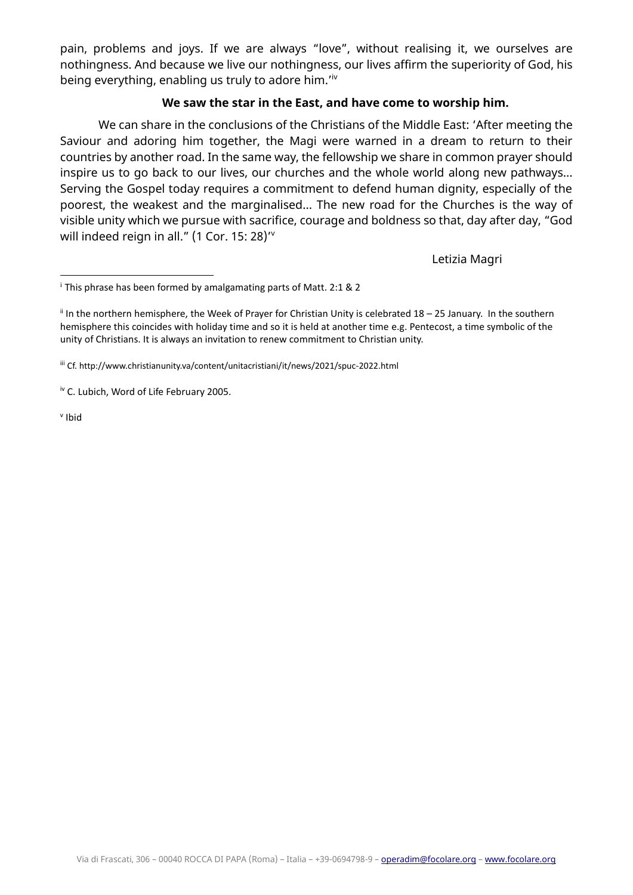pain, problems and joys. If we are always "love", without realising it, we ourselves are nothingness. And because we live our nothingness, our lives affirm the superiority of God, his being everything, enabling us truly to adore him.'[iv]

**We saw the star in the East, and have come to worship him.**

We can share in the conclusions of the Christians of the Middle East: 'After meeting the Saviour and adoring him together, the Magi were warned in a dream to return to their countries by another road. In the same way, the fellowship we share in common prayer should inspire us to go back to our lives, our churches and the whole world along new pathways… Serving the Gospel today requires a commitment to defend human dignity, especially of the poorest, the weakest and the marginalised… The new road for the Churches is the way of visible unity which we pursue with sacrifice, courage and boldness so that, day after day, "God will indeed reign in all." (1 Cor. 15: 28)'[v]

Letizia Magri

---

[i] This phrase has been formed by amalgamating parts of Matt. 2:1 & 2

[ii] In the northern hemisphere, the Week of Prayer for Christian Unity is celebrated 18 – 25 January. In the southern hemisphere this coincides with holiday time and so it is held at another time e.g. Pentecost, a time symbolic of the unity of Christians. It is always an invitation to renew commitment to Christian unity.

[iii] Cf. http://www.christianunity.va/content/unitacristiani/it/news/2021/spuc-2022.html

[iv] C. Lubich, Word of Life February 2005.

[v] Ibid